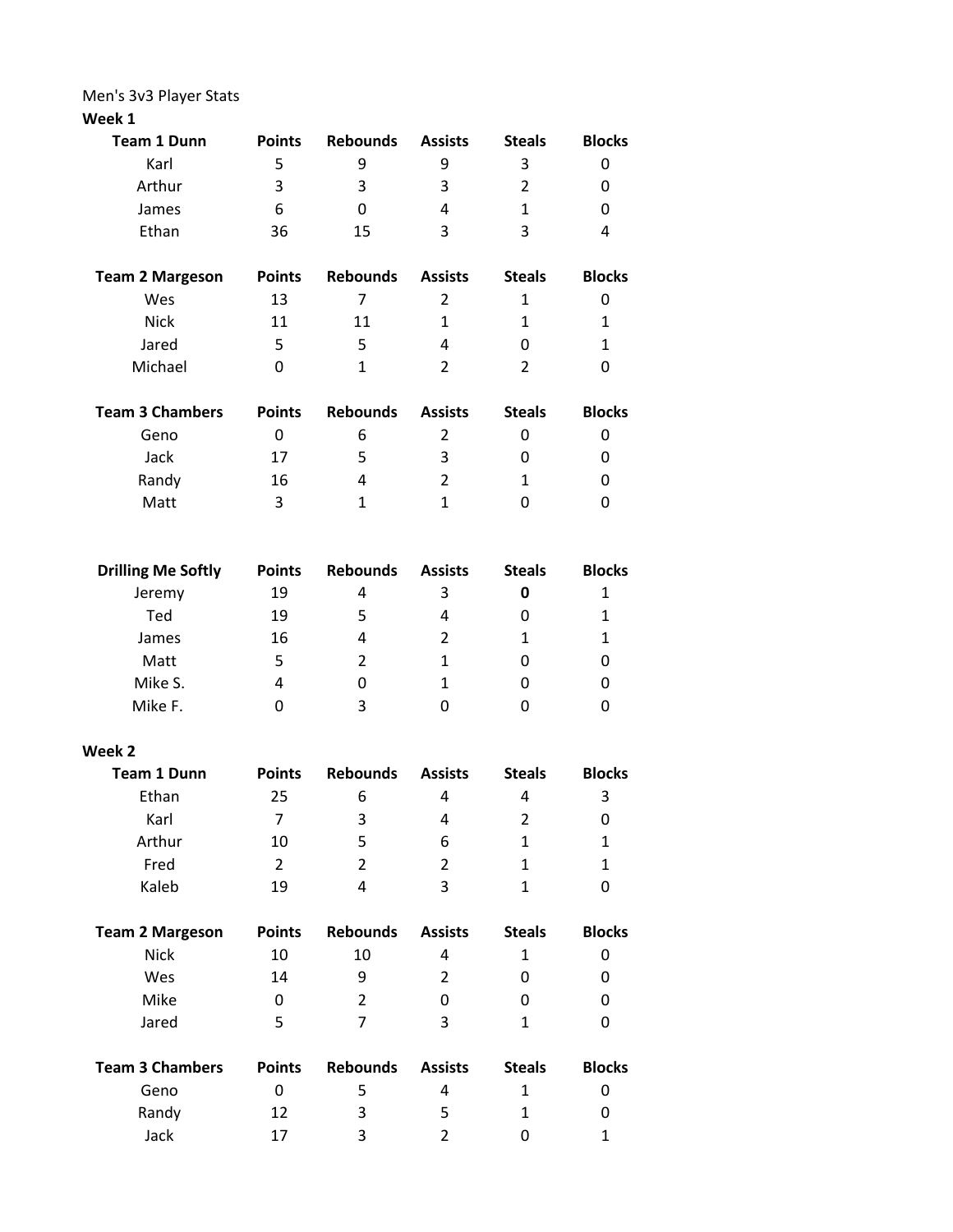Men's 3v3 Player Stats

**Week 1**

| **Team 1 Dunn** | **Points** | **Rebounds** | **Assists** | **Steals** | **Blocks** |
|---|---|---|---|---|---|
| Karl | 5 | 9 | 9 | 3 | 0 |
| Arthur | 3 | 3 | 3 | 2 | 0 |
| James | 6 | 0 | 4 | 1 | 0 |
| Ethan | 36 | 15 | 3 | 3 | 4 |

| **Team 2 Margeson** | **Points** | **Rebounds** | **Assists** | **Steals** | **Blocks** |
|---|---|---|---|---|---|
| Wes | 13 | 7 | 2 | 1 | 0 |
| Nick | 11 | 11 | 1 | 1 | 1 |
| Jared | 5 | 5 | 4 | 0 | 1 |
| Michael | 0 | 1 | 2 | 2 | 0 |

| **Team 3 Chambers** | **Points** | **Rebounds** | **Assists** | **Steals** | **Blocks** |
|---|---|---|---|---|---|
| Geno | 0 | 6 | 2 | 0 | 0 |
| Jack | 17 | 5 | 3 | 0 | 0 |
| Randy | 16 | 4 | 2 | 1 | 0 |
| Matt | 3 | 1 | 1 | 0 | 0 |

| **Drilling Me Softly** | **Points** | **Rebounds** | **Assists** | **Steals** | **Blocks** |
|---|---|---|---|---|---|
| Jeremy | 19 | 4 | 3 | **0** | 1 |
| Ted | 19 | 5 | 4 | 0 | 1 |
| James | 16 | 4 | 2 | 1 | 1 |
| Matt | 5 | 2 | 1 | 0 | 0 |
| Mike S. | 4 | 0 | 1 | 0 | 0 |
| Mike F. | 0 | 3 | 0 | 0 | 0 |

**Week 2**

| **Team 1 Dunn** | **Points** | **Rebounds** | **Assists** | **Steals** | **Blocks** |
|---|---|---|---|---|---|
| Ethan | 25 | 6 | 4 | 4 | 3 |
| Karl | 7 | 3 | 4 | 2 | 0 |
| Arthur | 10 | 5 | 6 | 1 | 1 |
| Fred | 2 | 2 | 2 | 1 | 1 |
| Kaleb | 19 | 4 | 3 | 1 | 0 |

| **Team 2 Margeson** | **Points** | **Rebounds** | **Assists** | **Steals** | **Blocks** |
|---|---|---|---|---|---|
| Nick | 10 | 10 | 4 | 1 | 0 |
| Wes | 14 | 9 | 2 | 0 | 0 |
| Mike | 0 | 2 | 0 | 0 | 0 |
| Jared | 5 | 7 | 3 | 1 | 0 |

| **Team 3 Chambers** | **Points** | **Rebounds** | **Assists** | **Steals** | **Blocks** |
|---|---|---|---|---|---|
| Geno | 0 | 5 | 4 | 1 | 0 |
| Randy | 12 | 3 | 5 | 1 | 0 |
| Jack | 17 | 3 | 2 | 0 | 1 |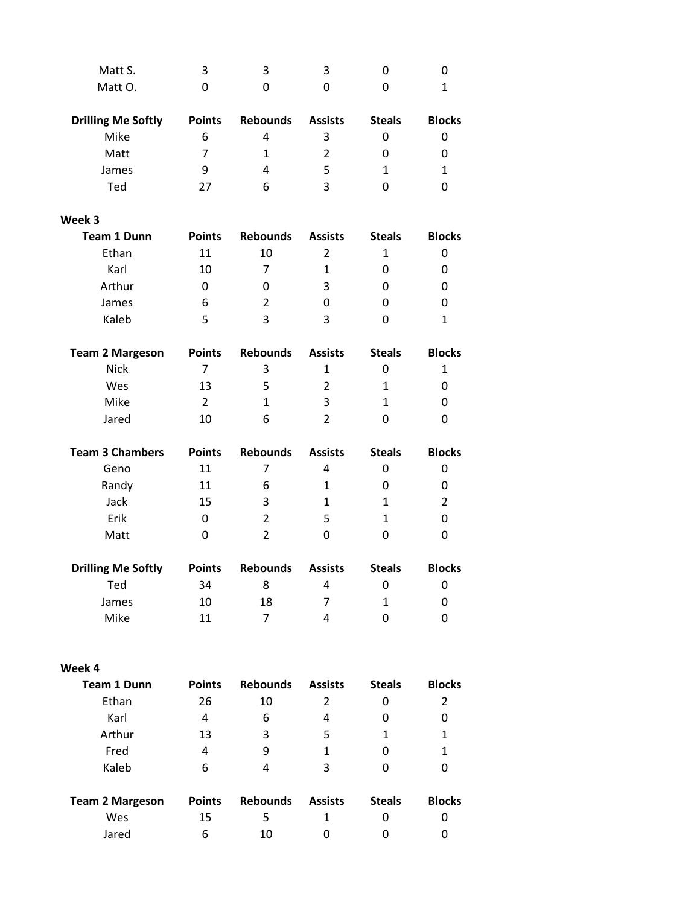| | | | | | |
|---|---|---|---|---|---|
| Matt S. | 3 | 3 | 3 | 0 | 0 |
| Matt O. | 0 | 0 | 0 | 0 | 1 |

| Drilling Me Softly | Points | Rebounds | Assists | Steals | Blocks |
|---|---|---|---|---|---|
| Mike | 6 | 4 | 3 | 0 | 0 |
| Matt | 7 | 1 | 2 | 0 | 0 |
| James | 9 | 4 | 5 | 1 | 1 |
| Ted | 27 | 6 | 3 | 0 | 0 |

**Week 3**

| Team 1 Dunn | Points | Rebounds | Assists | Steals | Blocks |
|---|---|---|---|---|---|
| Ethan | 11 | 10 | 2 | 1 | 0 |
| Karl | 10 | 7 | 1 | 0 | 0 |
| Arthur | 0 | 0 | 3 | 0 | 0 |
| James | 6 | 2 | 0 | 0 | 0 |
| Kaleb | 5 | 3 | 3 | 0 | 1 |

| Team 2 Margeson | Points | Rebounds | Assists | Steals | Blocks |
|---|---|---|---|---|---|
| Nick | 7 | 3 | 1 | 0 | 1 |
| Wes | 13 | 5 | 2 | 1 | 0 |
| Mike | 2 | 1 | 3 | 1 | 0 |
| Jared | 10 | 6 | 2 | 0 | 0 |

| Team 3 Chambers | Points | Rebounds | Assists | Steals | Blocks |
|---|---|---|---|---|---|
| Geno | 11 | 7 | 4 | 0 | 0 |
| Randy | 11 | 6 | 1 | 0 | 0 |
| Jack | 15 | 3 | 1 | 1 | 2 |
| Erik | 0 | 2 | 5 | 1 | 0 |
| Matt | 0 | 2 | 0 | 0 | 0 |

| Drilling Me Softly | Points | Rebounds | Assists | Steals | Blocks |
|---|---|---|---|---|---|
| Ted | 34 | 8 | 4 | 0 | 0 |
| James | 10 | 18 | 7 | 1 | 0 |
| Mike | 11 | 7 | 4 | 0 | 0 |

**Week 4**

| Team 1 Dunn | Points | Rebounds | Assists | Steals | Blocks |
|---|---|---|---|---|---|
| Ethan | 26 | 10 | 2 | 0 | 2 |
| Karl | 4 | 6 | 4 | 0 | 0 |
| Arthur | 13 | 3 | 5 | 1 | 1 |
| Fred | 4 | 9 | 1 | 0 | 1 |
| Kaleb | 6 | 4 | 3 | 0 | 0 |

| Team 2 Margeson | Points | Rebounds | Assists | Steals | Blocks |
|---|---|---|---|---|---|
| Wes | 15 | 5 | 1 | 0 | 0 |
| Jared | 6 | 10 | 0 | 0 | 0 |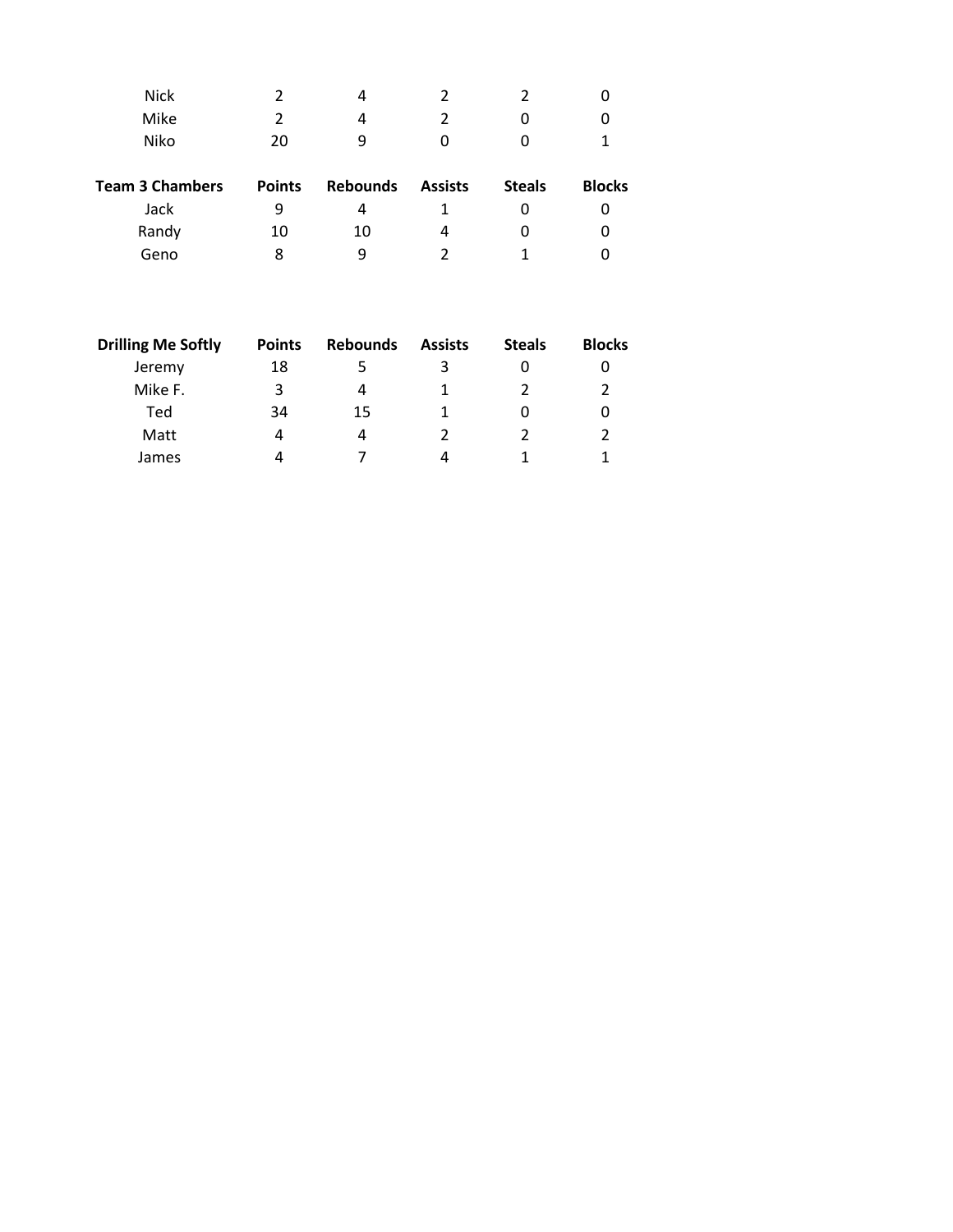| | | | | | |
|---|---|---|---|---|---|
| Nick | 2 | 4 | 2 | 2 | 0 |
| Mike | 2 | 4 | 2 | 0 | 0 |
| Niko | 20 | 9 | 0 | 0 | 1 |

| **Team 3 Chambers** | **Points** | **Rebounds** | **Assists** | **Steals** | **Blocks** |
|---|---|---|---|---|---|
| Jack | 9 | 4 | 1 | 0 | 0 |
| Randy | 10 | 10 | 4 | 0 | 0 |
| Geno | 8 | 9 | 2 | 1 | 0 |

| **Drilling Me Softly** | **Points** | **Rebounds** | **Assists** | **Steals** | **Blocks** |
|---|---|---|---|---|---|
| Jeremy | 18 | 5 | 3 | 0 | 0 |
| Mike F. | 3 | 4 | 1 | 2 | 2 |
| Ted | 34 | 15 | 1 | 0 | 0 |
| Matt | 4 | 4 | 2 | 2 | 2 |
| James | 4 | 7 | 4 | 1 | 1 |